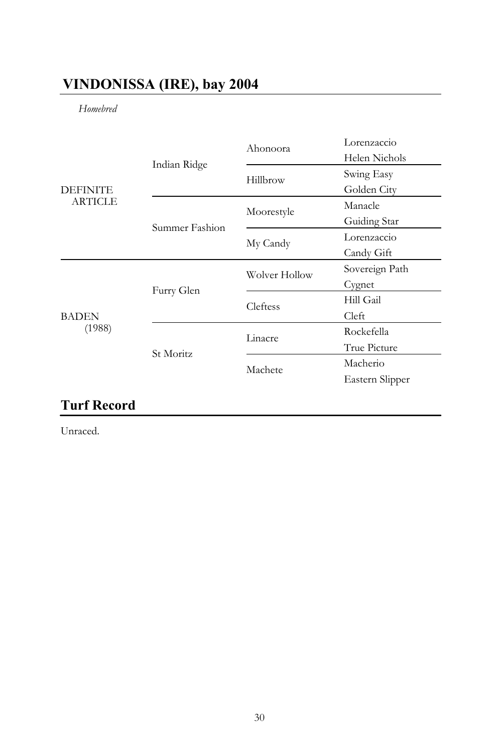## VINDONISSA (IRE), bay 2004

*Homebred*

| | | | |
|---|---|---|---|
| DEFINITE ARTICLE | Indian Ridge | Ahonoora | Lorenzaccio |
| | | | Helen Nichols |
| | | Hillbrow | Swing Easy |
| | | | Golden City |
| | Summer Fashion | Moorestyle | Manacle |
| | | | Guiding Star |
| | | My Candy | Lorenzaccio |
| | | | Candy Gift |
| BADEN (1988) | Furry Glen | Wolver Hollow | Sovereign Path |
| | | | Cygnet |
| | | Cleftess | Hill Gail |
| | | | Cleft |
| | St Moritz | Linacre | Rockefella |
| | | | True Picture |
| | | Machete | Macherio |
| | | | Eastern Slipper |

## Turf Record

Unraced.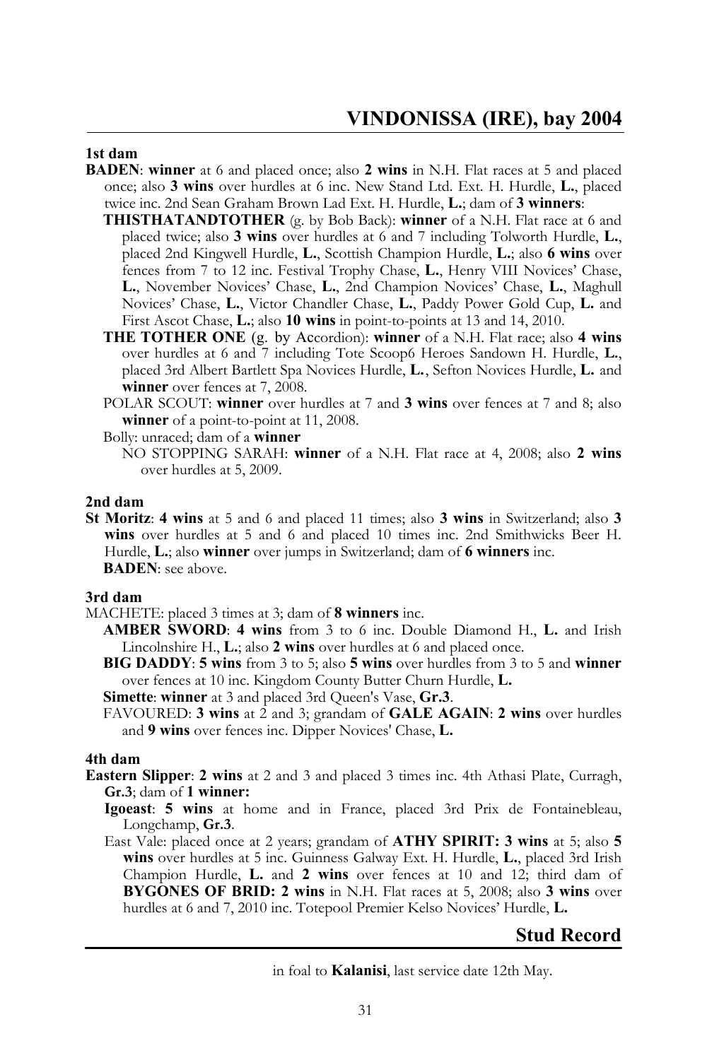# VINDONISSA (IRE), bay 2004

## 1st dam

**BADEN**: **winner** at 6 and placed once; also **2 wins** in N.H. Flat races at 5 and placed once; also **3 wins** over hurdles at 6 inc. New Stand Ltd. Ext. H. Hurdle, **L.**, placed twice inc. 2nd Sean Graham Brown Lad Ext. H. Hurdle, **L.**; dam of **3 winners**:

**THISTHATANDTOTHER** (g. by Bob Back): **winner** of a N.H. Flat race at 6 and placed twice; also **3 wins** over hurdles at 6 and 7 including Tolworth Hurdle, **L.**, placed 2nd Kingwell Hurdle, **L.**, Scottish Champion Hurdle, **L.**; also **6 wins** over fences from 7 to 12 inc. Festival Trophy Chase, **L.**, Henry VIII Novices' Chase, **L.**, November Novices' Chase, **L.**, 2nd Champion Novices' Chase, **L.**, Maghull Novices' Chase, **L.**, Victor Chandler Chase, **L.**, Paddy Power Gold Cup, **L.** and First Ascot Chase, **L.**; also **10 wins** in point-to-points at 13 and 14, 2010.

**THE TOTHER ONE** (g. by Accordion): **winner** of a N.H. Flat race; also **4 wins** over hurdles at 6 and 7 including Tote Scoop6 Heroes Sandown H. Hurdle, **L.**, placed 3rd Albert Bartlett Spa Novices Hurdle, **L.**, Sefton Novices Hurdle, **L.** and **winner** over fences at 7, 2008.

POLAR SCOUT: **winner** over hurdles at 7 and **3 wins** over fences at 7 and 8; also **winner** of a point-to-point at 11, 2008.

Bolly: unraced; dam of a **winner**

NO STOPPING SARAH: **winner** of a N.H. Flat race at 4, 2008; also **2 wins** over hurdles at 5, 2009.

## 2nd dam

**St Moritz**: **4 wins** at 5 and 6 and placed 11 times; also **3 wins** in Switzerland; also **3 wins** over hurdles at 5 and 6 and placed 10 times inc. 2nd Smithwicks Beer H. Hurdle, **L.**; also **winner** over jumps in Switzerland; dam of **6 winners** inc.

**BADEN**: see above.

## 3rd dam

MACHETE: placed 3 times at 3; dam of **8 winners** inc.

**AMBER SWORD**: **4 wins** from 3 to 6 inc. Double Diamond H., **L.** and Irish Lincolnshire H., **L.**; also **2 wins** over hurdles at 6 and placed once.

**BIG DADDY**: **5 wins** from 3 to 5; also **5 wins** over hurdles from 3 to 5 and **winner** over fences at 10 inc. Kingdom County Butter Churn Hurdle, **L.**

**Simette**: **winner** at 3 and placed 3rd Queen's Vase, **Gr.3**.

FAVOURED: **3 wins** at 2 and 3; grandam of **GALE AGAIN**: **2 wins** over hurdles and **9 wins** over fences inc. Dipper Novices' Chase, **L.**

## 4th dam

**Eastern Slipper**: **2 wins** at 2 and 3 and placed 3 times inc. 4th Athasi Plate, Curragh, **Gr.3**; dam of **1 winner:**

**Igoeast**: **5 wins** at home and in France, placed 3rd Prix de Fontainebleau, Longchamp, **Gr.3**.

East Vale: placed once at 2 years; grandam of **ATHY SPIRIT: 3 wins** at 5; also **5 wins** over hurdles at 5 inc. Guinness Galway Ext. H. Hurdle, **L.**, placed 3rd Irish Champion Hurdle, **L.** and **2 wins** over fences at 10 and 12; third dam of **BYGONES OF BRID: 2 wins** in N.H. Flat races at 5, 2008; also **3 wins** over hurdles at 6 and 7, 2010 inc. Totepool Premier Kelso Novices' Hurdle, **L.**

## Stud Record

in foal to **Kalanisi**, last service date 12th May.